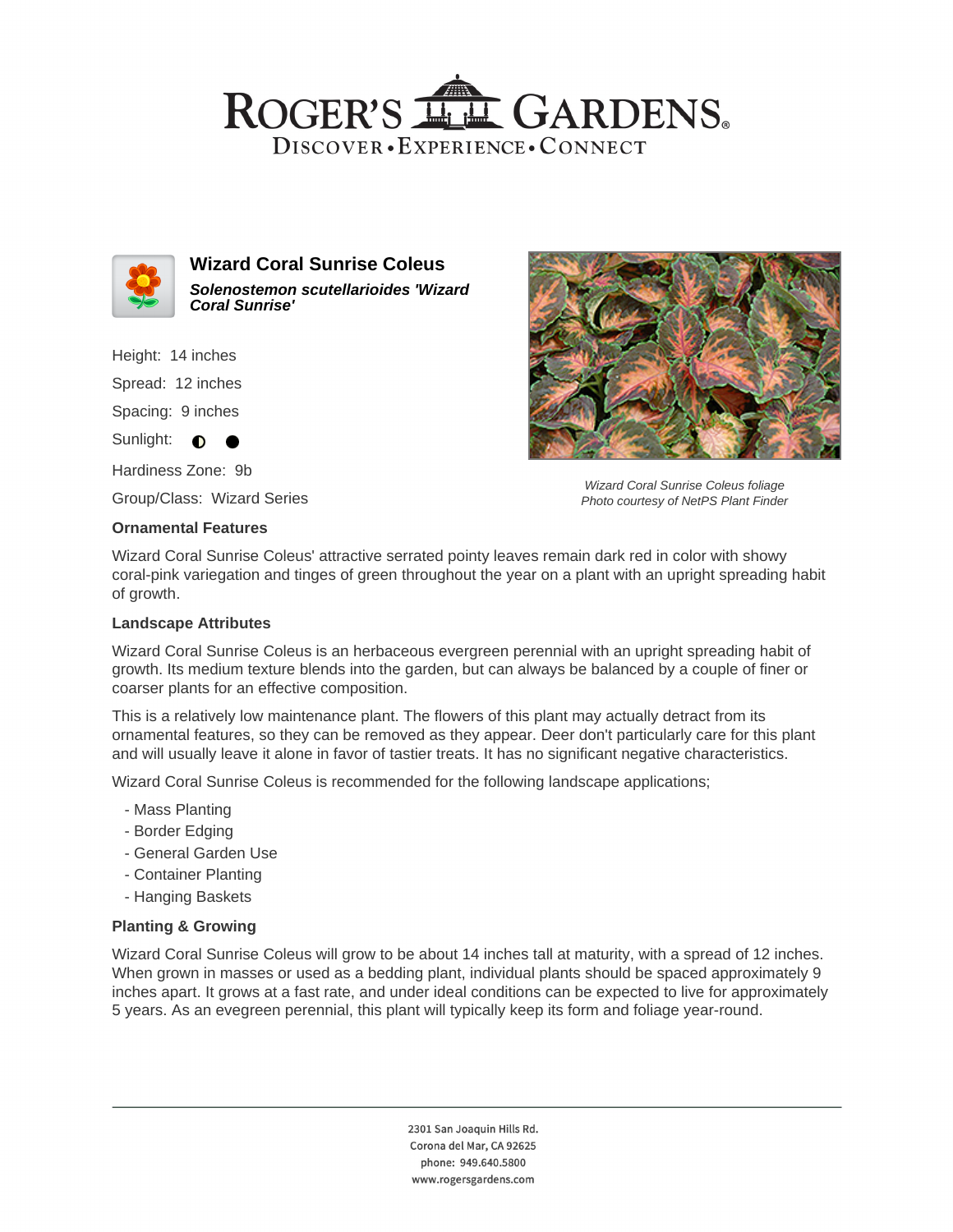# Wizard Coral Sunrise Coleus

***Solenostemon scutellarioides 'Wizard Coral Sunrise'***

Height: 14 inches

Spread: 12 inches

Spacing: 9 inches

Sunlight: ◐ ●

Hardiness Zone: 9b

Group/Class: Wizard Series

*Wizard Coral Sunrise Coleus foliage*
*Photo courtesy of NetPS Plant Finder*

### Ornamental Features

Wizard Coral Sunrise Coleus' attractive serrated pointy leaves remain dark red in color with showy coral-pink variegation and tinges of green throughout the year on a plant with an upright spreading habit of growth.

### Landscape Attributes

Wizard Coral Sunrise Coleus is an herbaceous evergreen perennial with an upright spreading habit of growth. Its medium texture blends into the garden, but can always be balanced by a couple of finer or coarser plants for an effective composition.

This is a relatively low maintenance plant. The flowers of this plant may actually detract from its ornamental features, so they can be removed as they appear. Deer don't particularly care for this plant and will usually leave it alone in favor of tastier treats. It has no significant negative characteristics.

Wizard Coral Sunrise Coleus is recommended for the following landscape applications;

- Mass Planting
- Border Edging
- General Garden Use
- Container Planting
- Hanging Baskets

### Planting & Growing

Wizard Coral Sunrise Coleus will grow to be about 14 inches tall at maturity, with a spread of 12 inches. When grown in masses or used as a bedding plant, individual plants should be spaced approximately 9 inches apart. It grows at a fast rate, and under ideal conditions can be expected to live for approximately 5 years. As an evegreen perennial, this plant will typically keep its form and foliage year-round.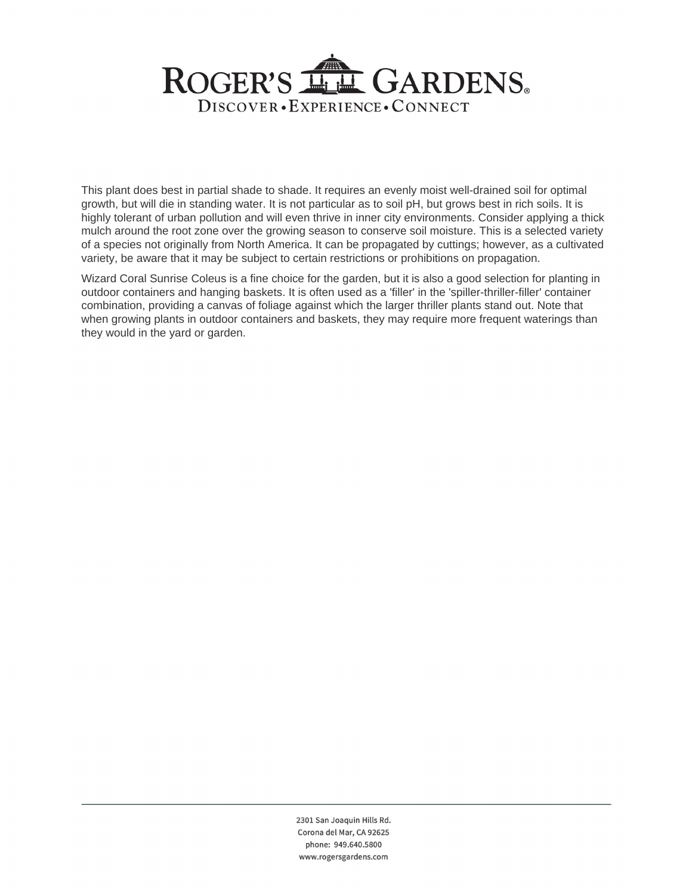This plant does best in partial shade to shade. It requires an evenly moist well-drained soil for optimal growth, but will die in standing water. It is not particular as to soil pH, but grows best in rich soils. It is highly tolerant of urban pollution and will even thrive in inner city environments. Consider applying a thick mulch around the root zone over the growing season to conserve soil moisture. This is a selected variety of a species not originally from North America. It can be propagated by cuttings; however, as a cultivated variety, be aware that it may be subject to certain restrictions or prohibitions on propagation.

Wizard Coral Sunrise Coleus is a fine choice for the garden, but it is also a good selection for planting in outdoor containers and hanging baskets. It is often used as a 'filler' in the 'spiller-thriller-filler' container combination, providing a canvas of foliage against which the larger thriller plants stand out. Note that when growing plants in outdoor containers and baskets, they may require more frequent waterings than they would in the yard or garden.